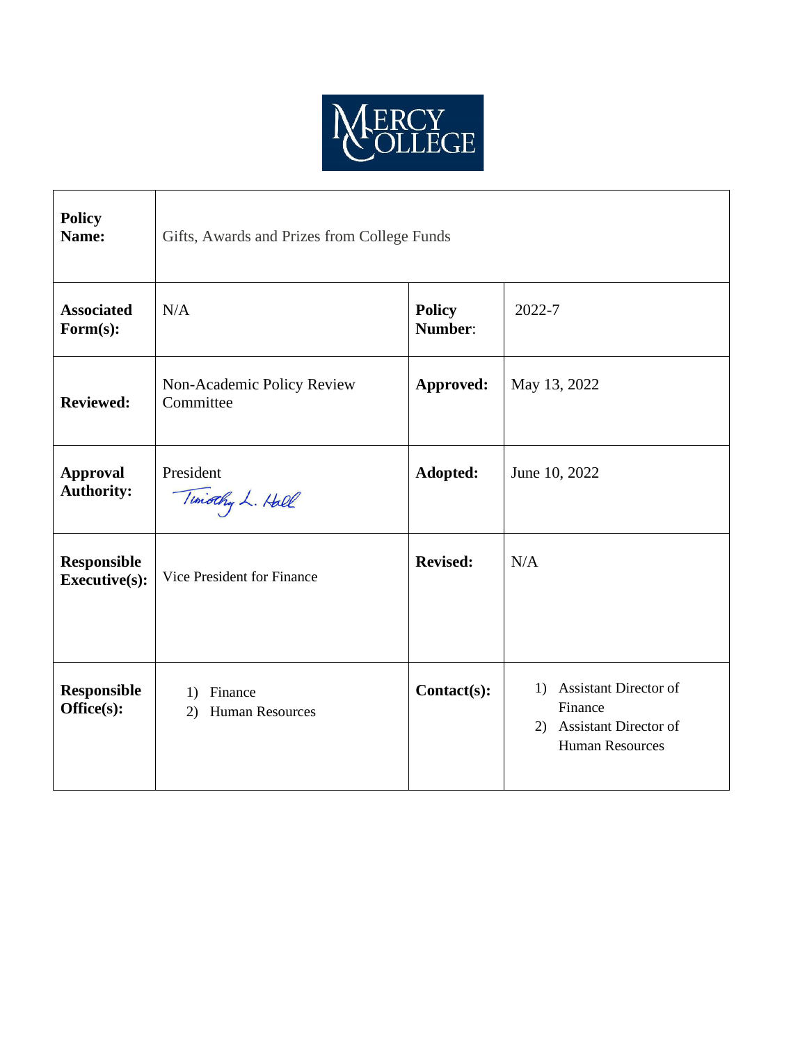MERCY COLLEGE

| **Policy Name:** | Gifts, Awards and Prizes from College Funds | | |
|---|---|---|---|
| **Associated Form(s):** | N/A | **Policy Number:** | 2022-7 |
| **Reviewed:** | Non-Academic Policy Review Committee | **Approved:** | May 13, 2022 |
| **Approval Authority:** | President<br>Timothy L. Hall | **Adopted:** | June 10, 2022 |
| **Responsible Executive(s):** | Vice President for Finance | **Revised:** | N/A |
| **Responsible Office(s):** | 1) Finance<br>2) Human Resources | **Contact(s):** | 1) Assistant Director of Finance<br>2) Assistant Director of Human Resources |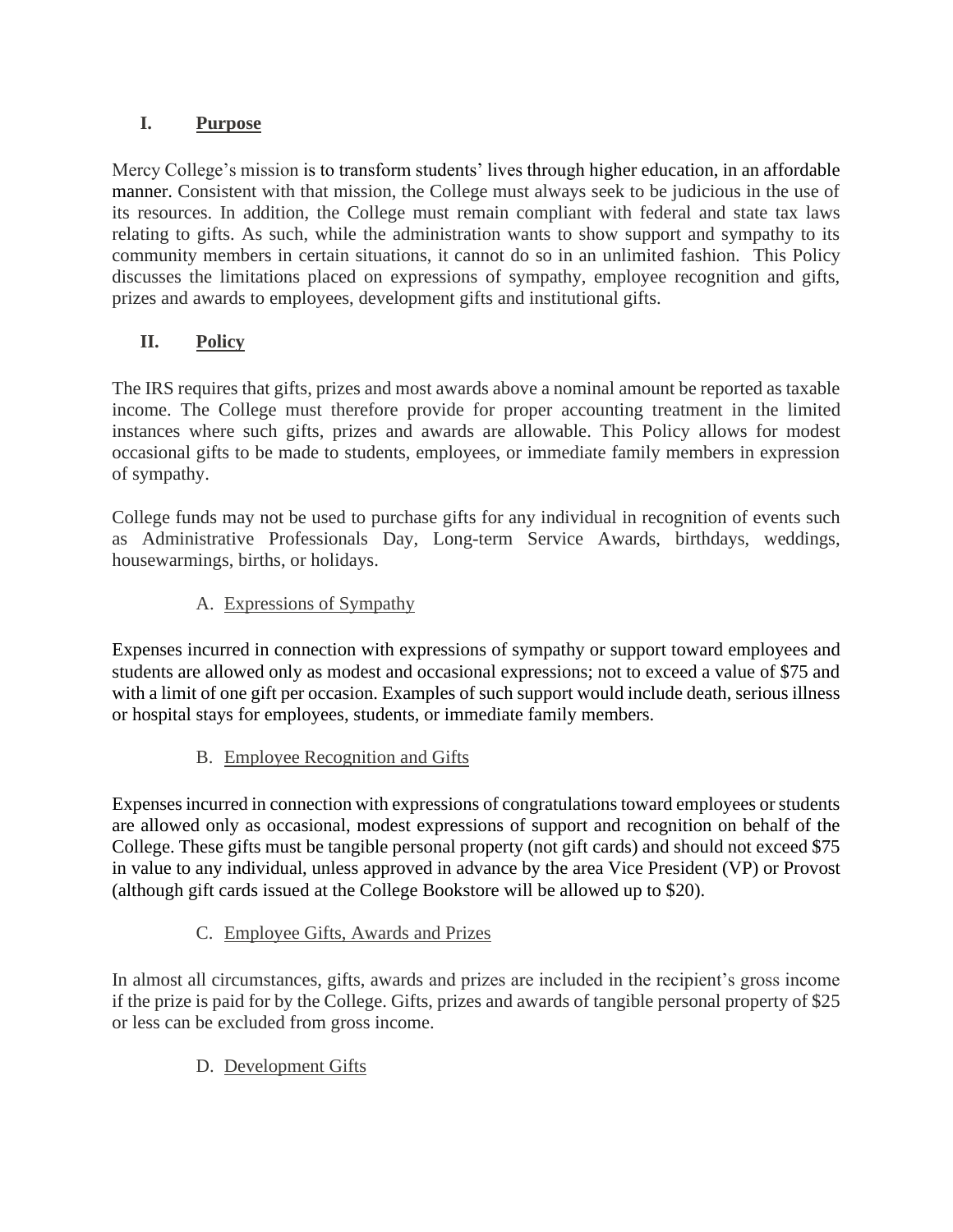## I. Purpose

Mercy College's mission is to transform students' lives through higher education, in an affordable manner. Consistent with that mission, the College must always seek to be judicious in the use of its resources. In addition, the College must remain compliant with federal and state tax laws relating to gifts. As such, while the administration wants to show support and sympathy to its community members in certain situations, it cannot do so in an unlimited fashion. This Policy discusses the limitations placed on expressions of sympathy, employee recognition and gifts, prizes and awards to employees, development gifts and institutional gifts.

## II. Policy

The IRS requires that gifts, prizes and most awards above a nominal amount be reported as taxable income. The College must therefore provide for proper accounting treatment in the limited instances where such gifts, prizes and awards are allowable. This Policy allows for modest occasional gifts to be made to students, employees, or immediate family members in expression of sympathy.

College funds may not be used to purchase gifts for any individual in recognition of events such as Administrative Professionals Day, Long-term Service Awards, birthdays, weddings, housewarmings, births, or holidays.

### A. Expressions of Sympathy

Expenses incurred in connection with expressions of sympathy or support toward employees and students are allowed only as modest and occasional expressions; not to exceed a value of $75 and with a limit of one gift per occasion. Examples of such support would include death, serious illness or hospital stays for employees, students, or immediate family members.

### B. Employee Recognition and Gifts

Expenses incurred in connection with expressions of congratulations toward employees or students are allowed only as occasional, modest expressions of support and recognition on behalf of the College. These gifts must be tangible personal property (not gift cards) and should not exceed $75 in value to any individual, unless approved in advance by the area Vice President (VP) or Provost (although gift cards issued at the College Bookstore will be allowed up to $20).

### C. Employee Gifts, Awards and Prizes

In almost all circumstances, gifts, awards and prizes are included in the recipient's gross income if the prize is paid for by the College. Gifts, prizes and awards of tangible personal property of $25 or less can be excluded from gross income.

### D. Development Gifts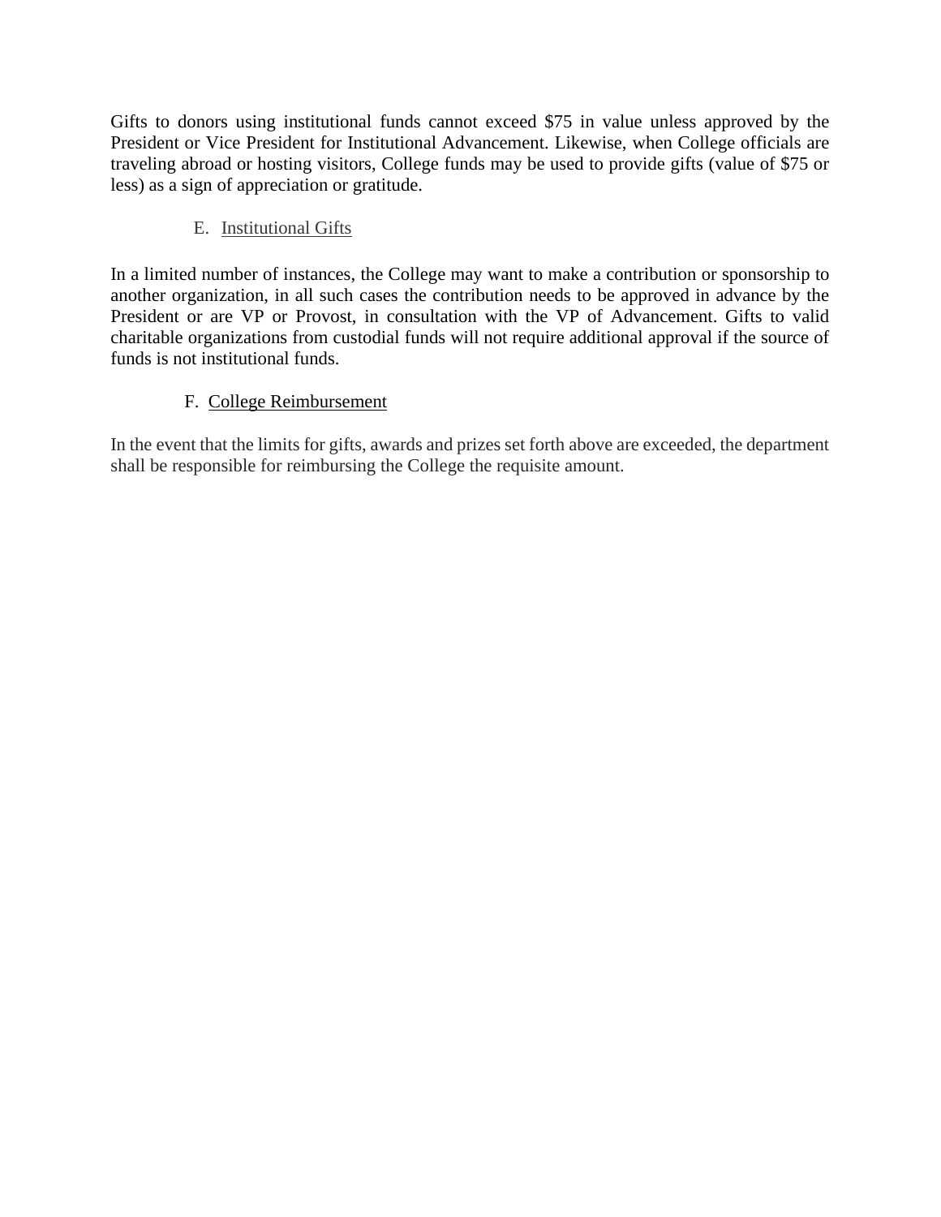Gifts to donors using institutional funds cannot exceed $75 in value unless approved by the President or Vice President for Institutional Advancement. Likewise, when College officials are traveling abroad or hosting visitors, College funds may be used to provide gifts (value of $75 or less) as a sign of appreciation or gratitude.

E. Institutional Gifts

In a limited number of instances, the College may want to make a contribution or sponsorship to another organization, in all such cases the contribution needs to be approved in advance by the President or are VP or Provost, in consultation with the VP of Advancement. Gifts to valid charitable organizations from custodial funds will not require additional approval if the source of funds is not institutional funds.

F. College Reimbursement

In the event that the limits for gifts, awards and prizes set forth above are exceeded, the department shall be responsible for reimbursing the College the requisite amount.